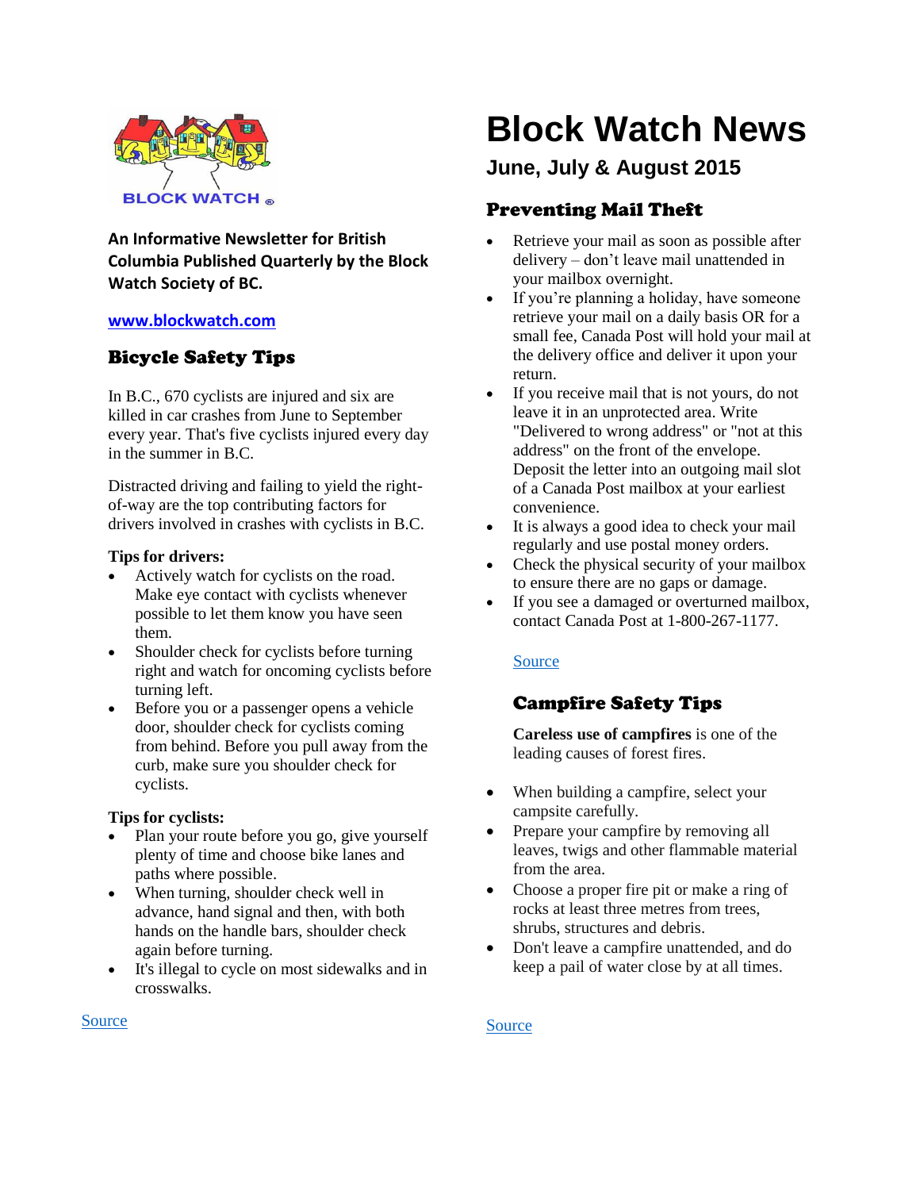BLOCK WATCH ®

# Block Watch News

## June, July & August 2015

**An Informative Newsletter for British Columbia Published Quarterly by the Block Watch Society of BC.**

[www.blockwatch.com](www.blockwatch.com)

## Bicycle Safety Tips

In B.C., 670 cyclists are injured and six are killed in car crashes from June to September every year. That's five cyclists injured every day in the summer in B.C.

Distracted driving and failing to yield the right-of-way are the top contributing factors for drivers involved in crashes with cyclists in B.C.

**Tips for drivers:**

- Actively watch for cyclists on the road. Make eye contact with cyclists whenever possible to let them know you have seen them.
- Shoulder check for cyclists before turning right and watch for oncoming cyclists before turning left.
- Before you or a passenger opens a vehicle door, shoulder check for cyclists coming from behind. Before you pull away from the curb, make sure you shoulder check for cyclists.

**Tips for cyclists:**

- Plan your route before you go, give yourself plenty of time and choose bike lanes and paths where possible.
- When turning, shoulder check well in advance, hand signal and then, with both hands on the handle bars, shoulder check again before turning.
- It's illegal to cycle on most sidewalks and in crosswalks.

Source

## Preventing Mail Theft

- Retrieve your mail as soon as possible after delivery – don't leave mail unattended in your mailbox overnight.
- If you're planning a holiday, have someone retrieve your mail on a daily basis OR for a small fee, Canada Post will hold your mail at the delivery office and deliver it upon your return.
- If you receive mail that is not yours, do not leave it in an unprotected area. Write "Delivered to wrong address" or "not at this address" on the front of the envelope. Deposit the letter into an outgoing mail slot of a Canada Post mailbox at your earliest convenience.
- It is always a good idea to check your mail regularly and use postal money orders.
- Check the physical security of your mailbox to ensure there are no gaps or damage.
- If you see a damaged or overturned mailbox, contact Canada Post at 1-800-267-1177.

Source

## Campfire Safety Tips

**Careless use of campfires** is one of the leading causes of forest fires.

- When building a campfire, select your campsite carefully.
- Prepare your campfire by removing all leaves, twigs and other flammable material from the area.
- Choose a proper fire pit or make a ring of rocks at least three metres from trees, shrubs, structures and debris.
- Don't leave a campfire unattended, and do keep a pail of water close by at all times.

Source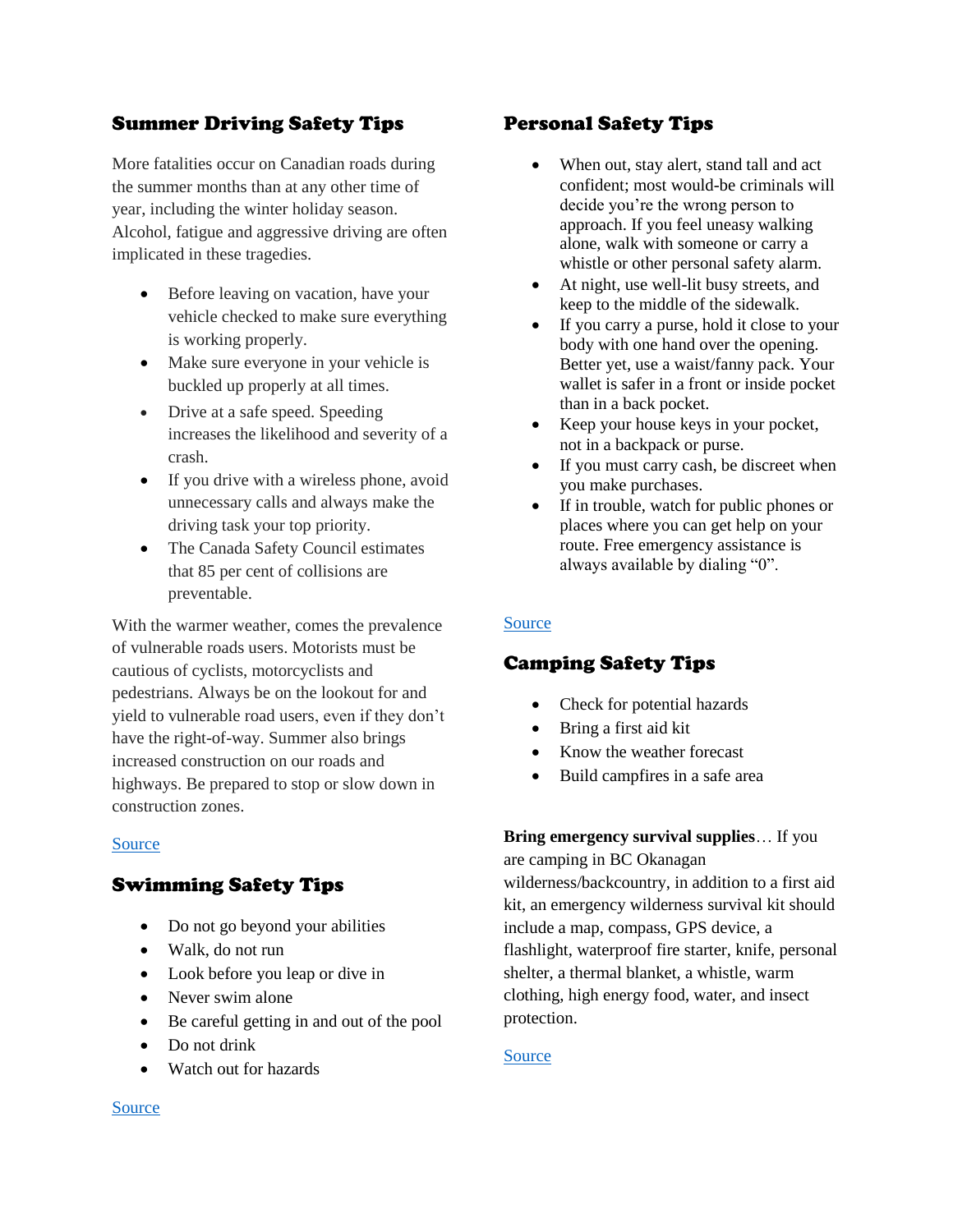## Summer Driving Safety Tips

More fatalities occur on Canadian roads during the summer months than at any other time of year, including the winter holiday season. Alcohol, fatigue and aggressive driving are often implicated in these tragedies.

- Before leaving on vacation, have your vehicle checked to make sure everything is working properly.
- Make sure everyone in your vehicle is buckled up properly at all times.
- Drive at a safe speed. Speeding increases the likelihood and severity of a crash.
- If you drive with a wireless phone, avoid unnecessary calls and always make the driving task your top priority.
- The Canada Safety Council estimates that 85 per cent of collisions are preventable.

With the warmer weather, comes the prevalence of vulnerable roads users. Motorists must be cautious of cyclists, motorcyclists and pedestrians. Always be on the lookout for and yield to vulnerable road users, even if they don't have the right-of-way. Summer also brings increased construction on our roads and highways. Be prepared to stop or slow down in construction zones.

Source

## Swimming Safety Tips

- Do not go beyond your abilities
- Walk, do not run
- Look before you leap or dive in
- Never swim alone
- Be careful getting in and out of the pool
- Do not drink
- Watch out for hazards

Source

## Personal Safety Tips

- When out, stay alert, stand tall and act confident; most would-be criminals will decide you're the wrong person to approach. If you feel uneasy walking alone, walk with someone or carry a whistle or other personal safety alarm.
- At night, use well-lit busy streets, and keep to the middle of the sidewalk.
- If you carry a purse, hold it close to your body with one hand over the opening. Better yet, use a waist/fanny pack. Your wallet is safer in a front or inside pocket than in a back pocket.
- Keep your house keys in your pocket, not in a backpack or purse.
- If you must carry cash, be discreet when you make purchases.
- If in trouble, watch for public phones or places where you can get help on your route. Free emergency assistance is always available by dialing "0".

Source

## Camping Safety Tips

- Check for potential hazards
- Bring a first aid kit
- Know the weather forecast
- Build campfires in a safe area

**Bring emergency survival supplies**… If you are camping in BC Okanagan wilderness/backcountry, in addition to a first aid kit, an emergency wilderness survival kit should include a map, compass, GPS device, a flashlight, waterproof fire starter, knife, personal shelter, a thermal blanket, a whistle, warm clothing, high energy food, water, and insect protection.

Source